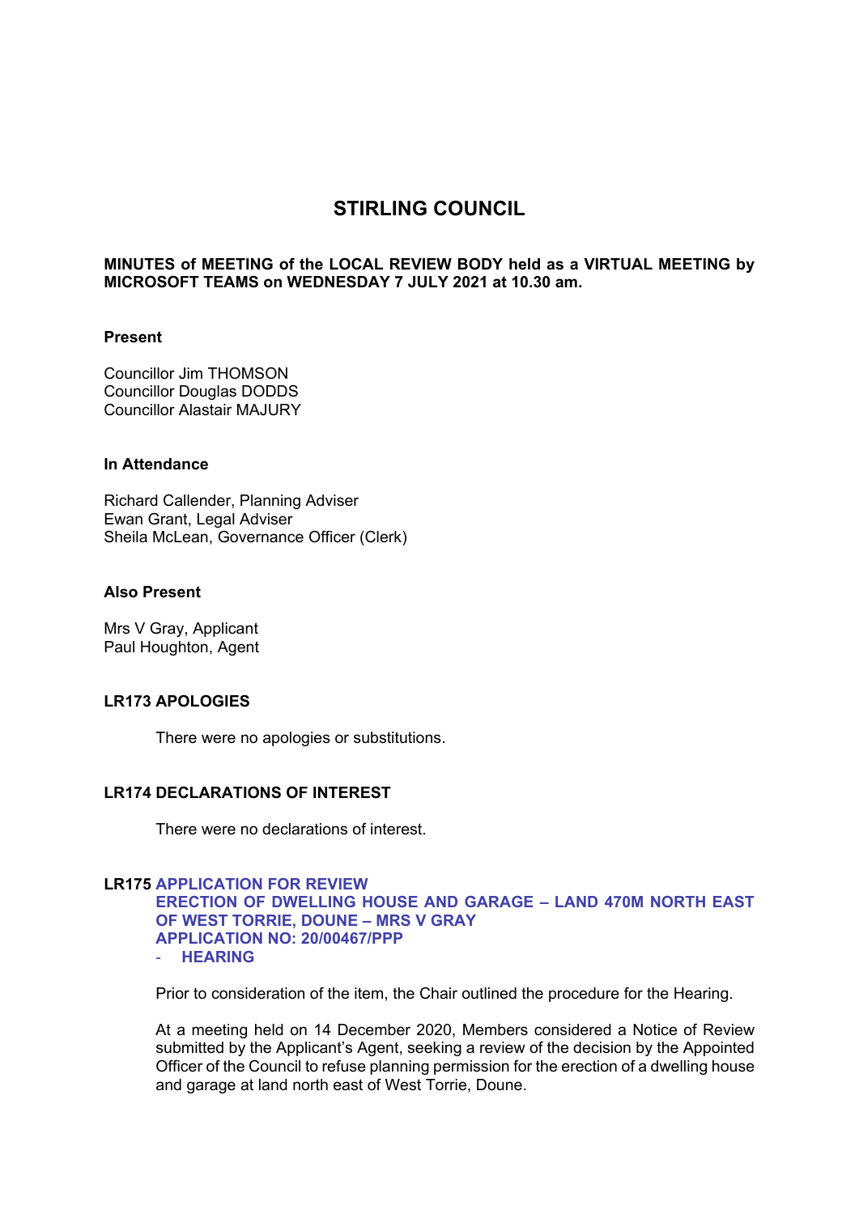# STIRLING COUNCIL

**MINUTES of MEETING of the LOCAL REVIEW BODY held as a VIRTUAL MEETING by MICROSOFT TEAMS on WEDNESDAY 7 JULY 2021 at 10.30 am.**

**Present**

Councillor Jim THOMSON
Councillor Douglas DODDS
Councillor Alastair MAJURY

**In Attendance**

Richard Callender, Planning Adviser
Ewan Grant, Legal Adviser
Sheila McLean, Governance Officer (Clerk)

**Also Present**

Mrs V Gray, Applicant
Paul Houghton, Agent

## LR173 APOLOGIES

There were no apologies or substitutions.

## LR174 DECLARATIONS OF INTEREST

There were no declarations of interest.

## LR175 APPLICATION FOR REVIEW ERECTION OF DWELLING HOUSE AND GARAGE – LAND 470M NORTH EAST OF WEST TORRIE, DOUNE – MRS V GRAY APPLICATION NO: 20/00467/PPP
- **HEARING**

Prior to consideration of the item, the Chair outlined the procedure for the Hearing.

At a meeting held on 14 December 2020, Members considered a Notice of Review submitted by the Applicant's Agent, seeking a review of the decision by the Appointed Officer of the Council to refuse planning permission for the erection of a dwelling house and garage at land north east of West Torrie, Doune.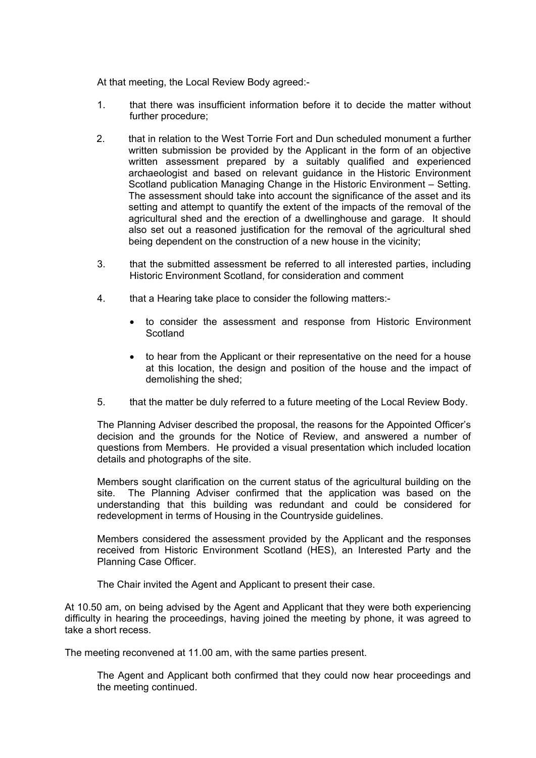At that meeting, the Local Review Body agreed:-

1. that there was insufficient information before it to decide the matter without further procedure;

2. that in relation to the West Torrie Fort and Dun scheduled monument a further written submission be provided by the Applicant in the form of an objective written assessment prepared by a suitably qualified and experienced archaeologist and based on relevant guidance in the Historic Environment Scotland publication Managing Change in the Historic Environment – Setting. The assessment should take into account the significance of the asset and its setting and attempt to quantify the extent of the impacts of the removal of the agricultural shed and the erection of a dwellinghouse and garage. It should also set out a reasoned justification for the removal of the agricultural shed being dependent on the construction of a new house in the vicinity;

3. that the submitted assessment be referred to all interested parties, including Historic Environment Scotland, for consideration and comment

4. that a Hearing take place to consider the following matters:-

   - to consider the assessment and response from Historic Environment Scotland
   - to hear from the Applicant or their representative on the need for a house at this location, the design and position of the house and the impact of demolishing the shed;

5. that the matter be duly referred to a future meeting of the Local Review Body.

The Planning Adviser described the proposal, the reasons for the Appointed Officer's decision and the grounds for the Notice of Review, and answered a number of questions from Members. He provided a visual presentation which included location details and photographs of the site.

Members sought clarification on the current status of the agricultural building on the site. The Planning Adviser confirmed that the application was based on the understanding that this building was redundant and could be considered for redevelopment in terms of Housing in the Countryside guidelines.

Members considered the assessment provided by the Applicant and the responses received from Historic Environment Scotland (HES), an Interested Party and the Planning Case Officer.

The Chair invited the Agent and Applicant to present their case.

At 10.50 am, on being advised by the Agent and Applicant that they were both experiencing difficulty in hearing the proceedings, having joined the meeting by phone, it was agreed to take a short recess.

The meeting reconvened at 11.00 am, with the same parties present.

The Agent and Applicant both confirmed that they could now hear proceedings and the meeting continued.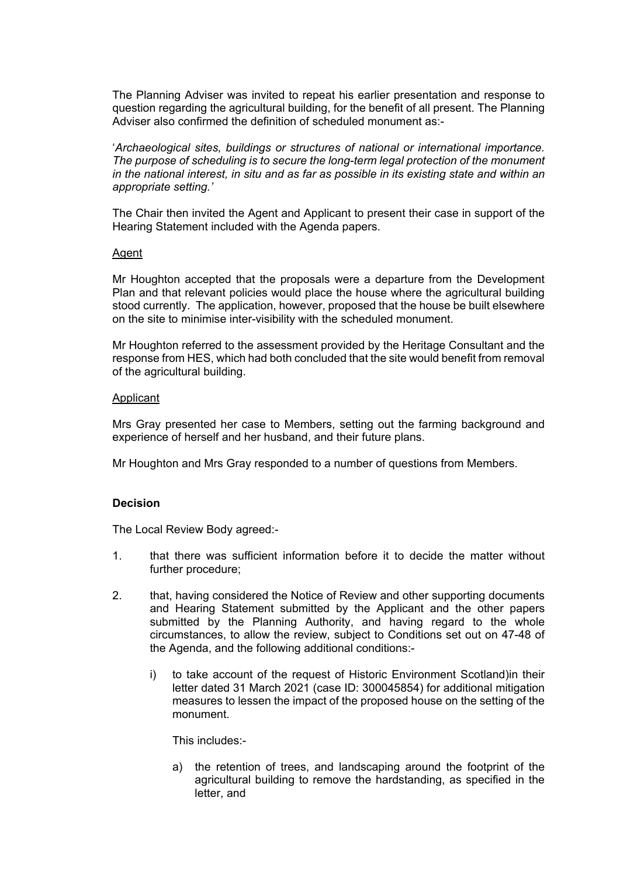The Planning Adviser was invited to repeat his earlier presentation and response to question regarding the agricultural building, for the benefit of all present. The Planning Adviser also confirmed the definition of scheduled monument as:-

'*Archaeological sites, buildings or structures of national or international importance. The purpose of scheduling is to secure the long-term legal protection of the monument in the national interest, in situ and as far as possible in its existing state and within an appropriate setting.'*

The Chair then invited the Agent and Applicant to present their case in support of the Hearing Statement included with the Agenda papers.

<u>Agent</u>

Mr Houghton accepted that the proposals were a departure from the Development Plan and that relevant policies would place the house where the agricultural building stood currently. The application, however, proposed that the house be built elsewhere on the site to minimise inter-visibility with the scheduled monument.

Mr Houghton referred to the assessment provided by the Heritage Consultant and the response from HES, which had both concluded that the site would benefit from removal of the agricultural building.

<u>Applicant</u>

Mrs Gray presented her case to Members, setting out the farming background and experience of herself and her husband, and their future plans.

Mr Houghton and Mrs Gray responded to a number of questions from Members.

**Decision**

The Local Review Body agreed:-

1. that there was sufficient information before it to decide the matter without further procedure;

2. that, having considered the Notice of Review and other supporting documents and Hearing Statement submitted by the Applicant and the other papers submitted by the Planning Authority, and having regard to the whole circumstances, to allow the review, subject to Conditions set out on 47-48 of the Agenda, and the following additional conditions:-

   i) to take account of the request of Historic Environment Scotland)in their letter dated 31 March 2021 (case ID: 300045854) for additional mitigation measures to lessen the impact of the proposed house on the setting of the monument.

      This includes:-

      a) the retention of trees, and landscaping around the footprint of the agricultural building to remove the hardstanding, as specified in the letter, and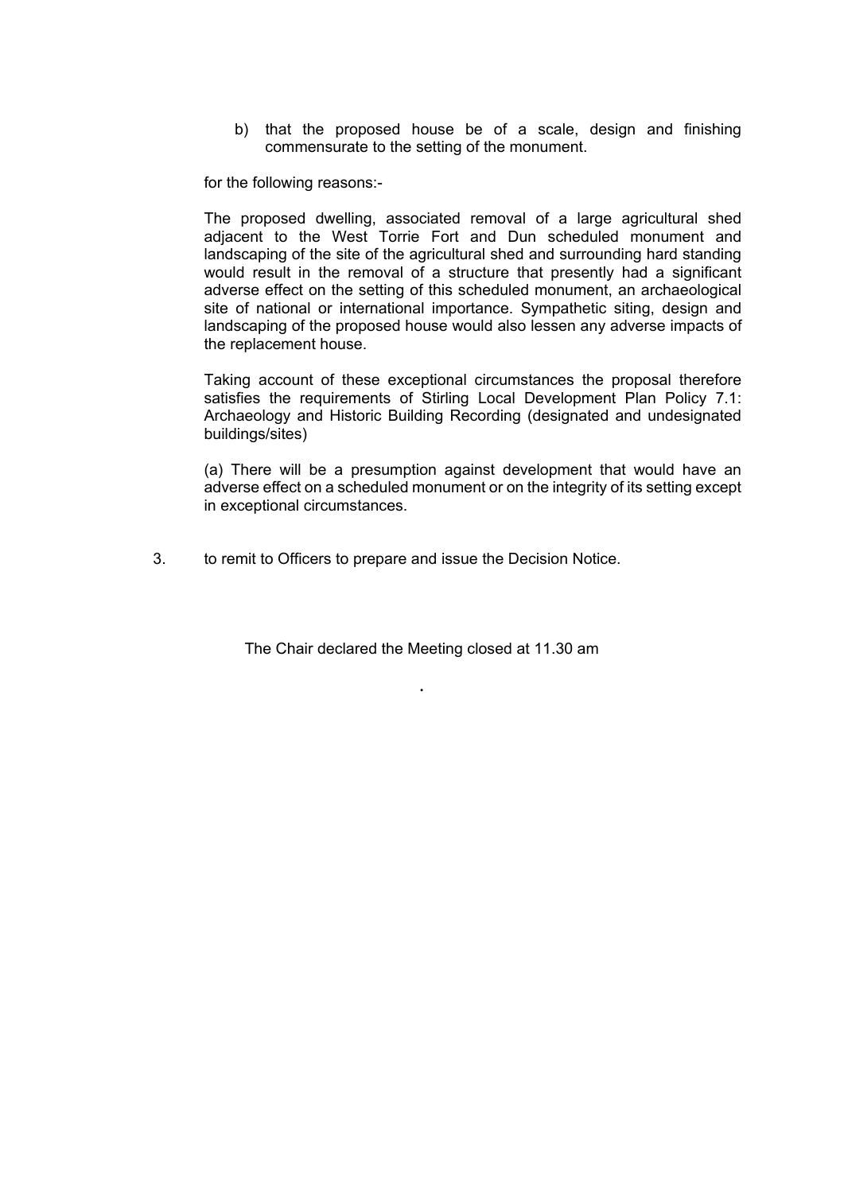b) that the proposed house be of a scale, design and finishing commensurate to the setting of the monument.

for the following reasons:-

The proposed dwelling, associated removal of a large agricultural shed adjacent to the West Torrie Fort and Dun scheduled monument and landscaping of the site of the agricultural shed and surrounding hard standing would result in the removal of a structure that presently had a significant adverse effect on the setting of this scheduled monument, an archaeological site of national or international importance. Sympathetic siting, design and landscaping of the proposed house would also lessen any adverse impacts of the replacement house.

Taking account of these exceptional circumstances the proposal therefore satisfies the requirements of Stirling Local Development Plan Policy 7.1: Archaeology and Historic Building Recording (designated and undesignated buildings/sites)

(a) There will be a presumption against development that would have an adverse effect on a scheduled monument or on the integrity of its setting except in exceptional circumstances.

3. to remit to Officers to prepare and issue the Decision Notice.

The Chair declared the Meeting closed at 11.30 am